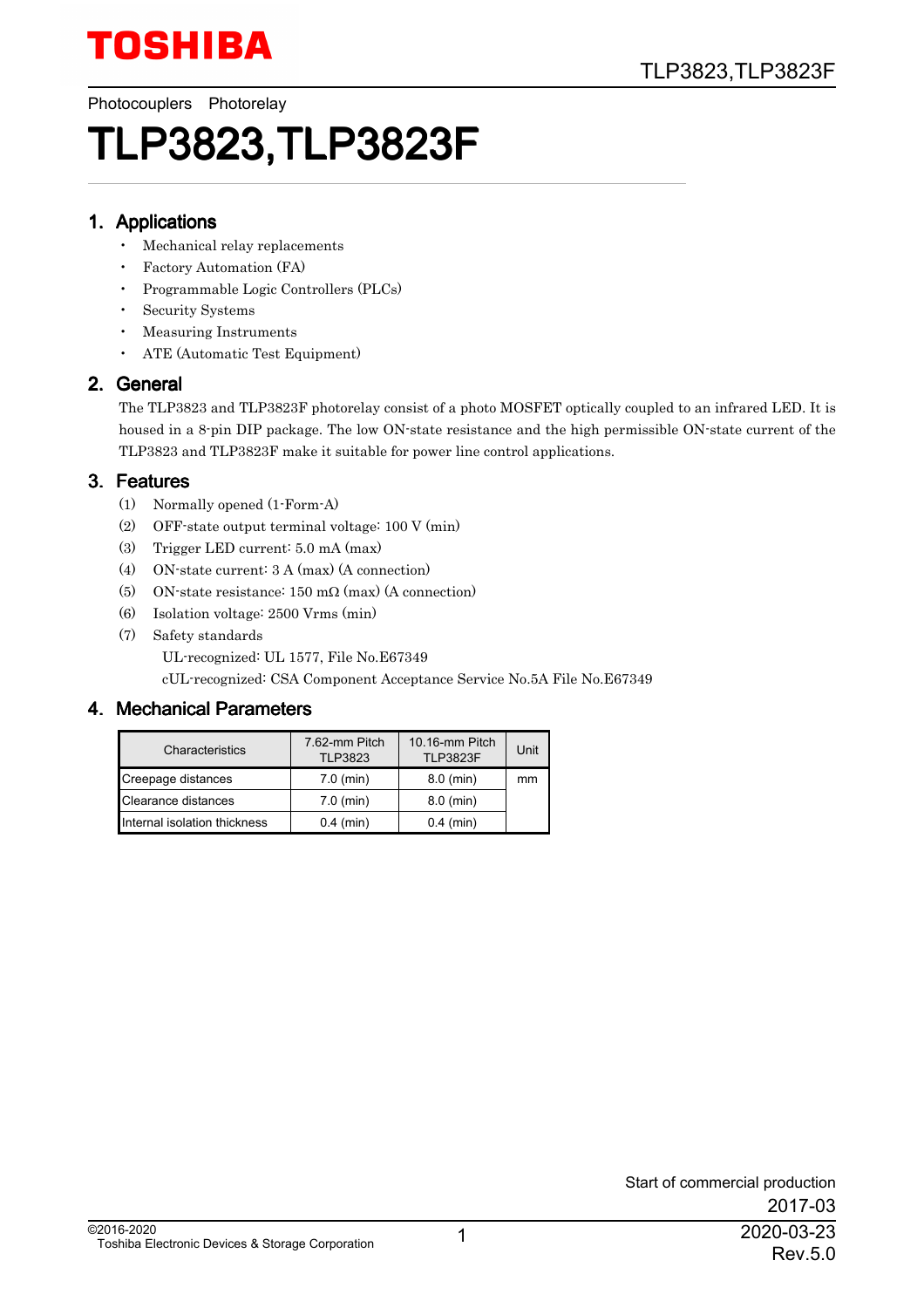Photocouplers Photorelay

# TLP3823,TLP3823F

## 1. Applications

- Mechanical relay replacements
- Factory Automation (FA)
- Programmable Logic Controllers (PLCs)
- Security Systems
- Measuring Instruments
- ATE (Automatic Test Equipment)

## 2. General

The TLP3823 and TLP3823F photorelay consist of a photo MOSFET optically coupled to an infrared LED. It is housed in a 8-pin DIP package. The low ON-state resistance and the high permissible ON-state current of the TLP3823 and TLP3823F make it suitable for power line control applications.

## 3. Features

(1) Normally opened (1-Form-A)

(2) OFF-state output terminal voltage: 100 V (min)

(3) Trigger LED current: 5.0 mA (max)

(4) ON-state current: 3 A (max) (A connection)

(5) ON-state resistance: 150 mΩ (max) (A connection)

(6) Isolation voltage: 2500 Vrms (min)

(7) Safety standards

UL-recognized: UL 1577, File No.E67349

cUL-recognized: CSA Component Acceptance Service No.5A File No.E67349

## 4. Mechanical Parameters

| Characteristics | 7.62-mm Pitch TLP3823 | 10.16-mm Pitch TLP3823F | Unit |
|---|---|---|---|
| Creepage distances | 7.0 (min) | 8.0 (min) | mm |
| Clearance distances | 7.0 (min) | 8.0 (min) | |
| Internal isolation thickness | 0.4 (min) | 0.4 (min) | |

Start of commercial production

2017-03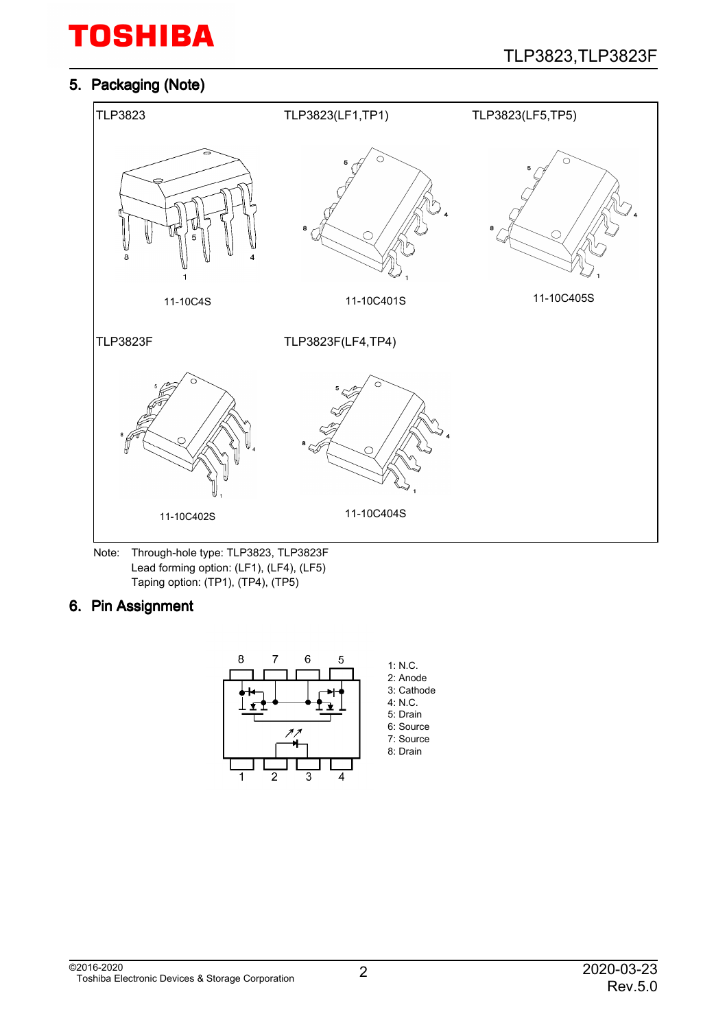## 5. Packaging (Note)

| TLP3823 | TLP3823(LF1,TP1) | TLP3823(LF5,TP5) |
|---|---|---|
| 11-10C4S | 11-10C401S | 11-10C405S |
| **TLP3823F** | **TLP3823F(LF4,TP4)** | |
| 11-10C402S | 11-10C404S | |

Note: Through-hole type: TLP3823, TLP3823F
Lead forming option: (LF1), (LF4), (LF5)
Taping option: (TP1), (TP4), (TP5)

## 6. Pin Assignment

1: N.C.
2: Anode
3: Cathode
4: N.C.
5: Drain
6: Source
7: Source
8: Drain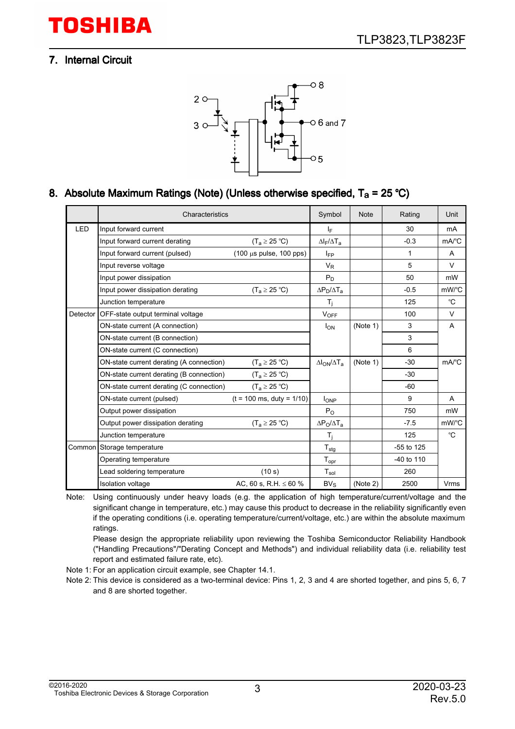## 7. Internal Circuit

## 8. Absolute Maximum Ratings (Note) (Unless otherwise specified, $T_a$ = 25 °C)

| | Characteristics | | Symbol | Note | Rating | Unit |
|---|---|---|---|---|---|---|
| LED | Input forward current | | $I_F$ | | 30 | mA |
| | Input forward current derating | ($T_a \geq$ 25 °C) | $\Delta I_F/\Delta T_a$ | | -0.3 | mA/°C |
| | Input forward current (pulsed) | (100 μs pulse, 100 pps) | $I_{FP}$ | | 1 | A |
| | Input reverse voltage | | $V_R$ | | 5 | V |
| | Input power dissipation | | $P_D$ | | 50 | mW |
| | Input power dissipation derating | ($T_a \geq$ 25 °C) | $\Delta P_D/\Delta T_a$ | | -0.5 | mW/°C |
| | Junction temperature | | $T_j$ | | 125 | °C |
| Detector | OFF-state output terminal voltage | | $V_{OFF}$ | | 100 | V |
| | ON-state current (A connection) | | $I_{ON}$ | (Note 1) | 3 | A |
| | ON-state current (B connection) | | | | 3 | |
| | ON-state current (C connection) | | | | 6 | |
| | ON-state current derating (A connection) | ($T_a \geq$ 25 °C) | $\Delta I_{ON}/\Delta T_a$ | (Note 1) | -30 | mA/°C |
| | ON-state current derating (B connection) | ($T_a \geq$ 25 °C) | | | -30 | |
| | ON-state current derating (C connection) | ($T_a \geq$ 25 °C) | | | -60 | |
| | ON-state current (pulsed) | (t = 100 ms, duty = 1/10) | $I_{ONP}$ | | 9 | A |
| | Output power dissipation | | $P_O$ | | 750 | mW |
| | Output power dissipation derating | ($T_a \geq$ 25 °C) | $\Delta P_O/\Delta T_a$ | | -7.5 | mW/°C |
| | Junction temperature | | $T_j$ | | 125 | °C |
| Common | Storage temperature | | $T_{stg}$ | | -55 to 125 | |
| | Operating temperature | | $T_{opr}$ | | -40 to 110 | |
| | Lead soldering temperature | (10 s) | $T_{sol}$ | | 260 | |
| | Isolation voltage | AC, 60 s, R.H. ≤ 60 % | $BV_S$ | (Note 2) | 2500 | Vrms |

Note: Using continuously under heavy loads (e.g. the application of high temperature/current/voltage and the significant change in temperature, etc.) may cause this product to decrease in the reliability significantly even if the operating conditions (i.e. operating temperature/current/voltage, etc.) are within the absolute maximum ratings.
Please design the appropriate reliability upon reviewing the Toshiba Semiconductor Reliability Handbook ("Handling Precautions"/"Derating Concept and Methods") and individual reliability data (i.e. reliability test report and estimated failure rate, etc).

Note 1: For an application circuit example, see Chapter 14.1.

Note 2: This device is considered as a two-terminal device: Pins 1, 2, 3 and 4 are shorted together, and pins 5, 6, 7 and 8 are shorted together.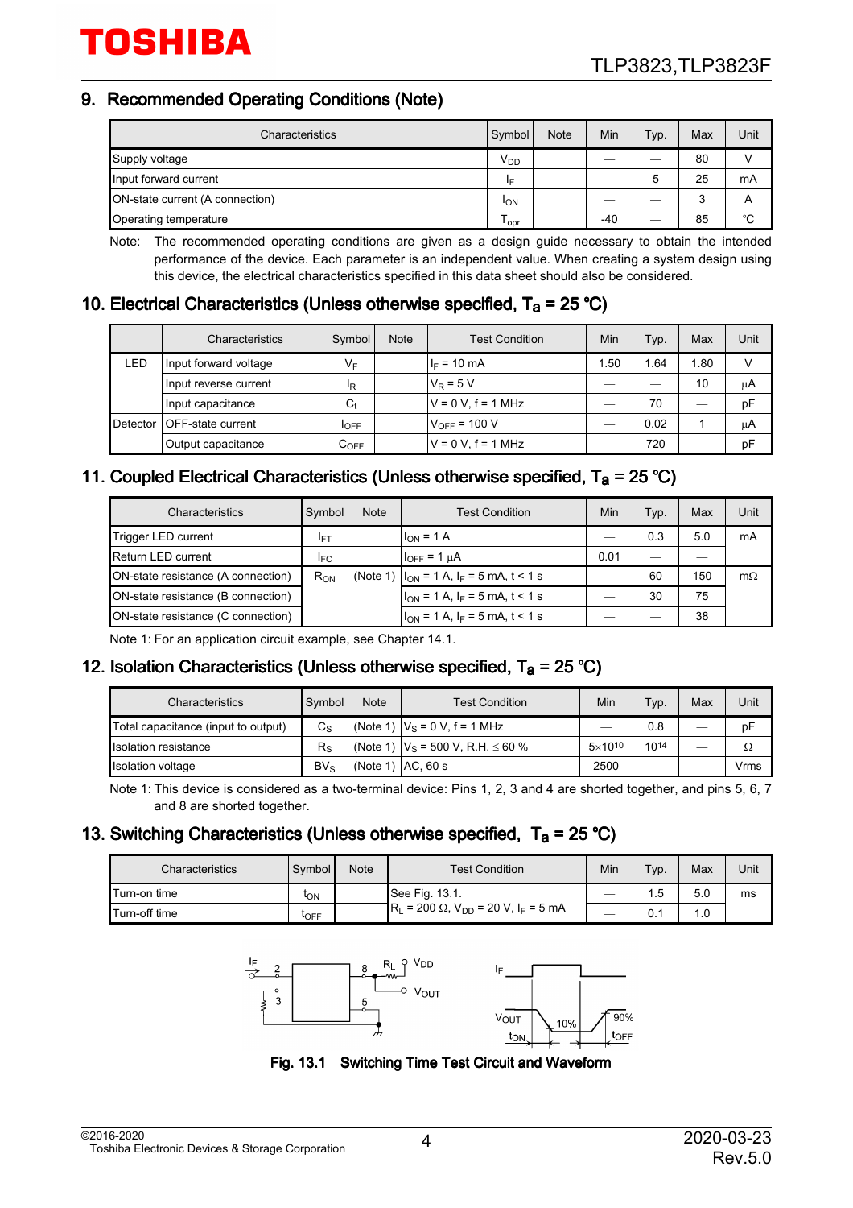## 9. Recommended Operating Conditions (Note)

| Characteristics | Symbol | Note | Min | Typ. | Max | Unit |
|---|---|---|---|---|---|---|
| Supply voltage | $V_{DD}$ | | — | — | 80 | V |
| Input forward current | $I_F$ | | — | 5 | 25 | mA |
| ON-state current (A connection) | $I_{ON}$ | | — | — | 3 | A |
| Operating temperature | $T_{opr}$ | | -40 | — | 85 | ℃ |

Note: The recommended operating conditions are given as a design guide necessary to obtain the intended performance of the device. Each parameter is an independent value. When creating a system design using this device, the electrical characteristics specified in this data sheet should also be considered.

## 10. Electrical Characteristics (Unless otherwise specified, $T_a$ = 25 ℃)

| | Characteristics | Symbol | Note | Test Condition | Min | Typ. | Max | Unit |
|---|---|---|---|---|---|---|---|---|
| LED | Input forward voltage | $V_F$ | | $I_F$ = 10 mA | 1.50 | 1.64 | 1.80 | V |
| | Input reverse current | $I_R$ | | $V_R$ = 5 V | — | — | 10 | μA |
| | Input capacitance | $C_t$ | | V = 0 V, f = 1 MHz | — | 70 | — | pF |
| Detector | OFF-state current | $I_{OFF}$ | | $V_{OFF}$ = 100 V | — | 0.02 | 1 | μA |
| | Output capacitance | $C_{OFF}$ | | V = 0 V, f = 1 MHz | — | 720 | — | pF |

## 11. Coupled Electrical Characteristics (Unless otherwise specified, $T_a$ = 25 ℃)

| Characteristics | Symbol | Note | Test Condition | Min | Typ. | Max | Unit |
|---|---|---|---|---|---|---|---|
| Trigger LED current | $I_{FT}$ | | $I_{ON}$ = 1 A | — | 0.3 | 5.0 | mA |
| Return LED current | $I_{FC}$ | | $I_{OFF}$ = 1 μA | 0.01 | — | — | |
| ON-state resistance (A connection) | $R_{ON}$ | (Note 1) | $I_{ON}$ = 1 A, $I_F$ = 5 mA, t < 1 s | — | 60 | 150 | mΩ |
| ON-state resistance (B connection) | | | $I_{ON}$ = 1 A, $I_F$ = 5 mA, t < 1 s | — | 30 | 75 | |
| ON-state resistance (C connection) | | | $I_{ON}$ = 1 A, $I_F$ = 5 mA, t < 1 s | — | — | 38 | |

Note 1: For an application circuit example, see Chapter 14.1.

## 12. Isolation Characteristics (Unless otherwise specified, $T_a$ = 25 ℃)

| Characteristics | Symbol | Note | Test Condition | Min | Typ. | Max | Unit |
|---|---|---|---|---|---|---|---|
| Total capacitance (input to output) | $C_S$ | (Note 1) | $V_S$ = 0 V, f = 1 MHz | — | 0.8 | — | pF |
| Isolation resistance | $R_S$ | (Note 1) | $V_S$ = 500 V, R.H. ≤ 60 % | $5 \times 10^{10}$ | $10^{14}$ | — | Ω |
| Isolation voltage | $BV_S$ | (Note 1) | AC, 60 s | 2500 | — | — | Vrms |

Note 1: This device is considered as a two-terminal device: Pins 1, 2, 3 and 4 are shorted together, and pins 5, 6, 7 and 8 are shorted together.

## 13. Switching Characteristics (Unless otherwise specified, $T_a$ = 25 ℃)

| Characteristics | Symbol | Note | Test Condition | Min | Typ. | Max | Unit |
|---|---|---|---|---|---|---|---|
| Turn-on time | $t_{ON}$ | | See Fig. 13.1. $R_L$ = 200 Ω, $V_{DD}$ = 20 V, $I_F$ = 5 mA | — | 1.5 | 5.0 | ms |
| Turn-off time | $t_{OFF}$ | | | — | 0.1 | 1.0 | |

Fig. 13.1 Switching Time Test Circuit and Waveform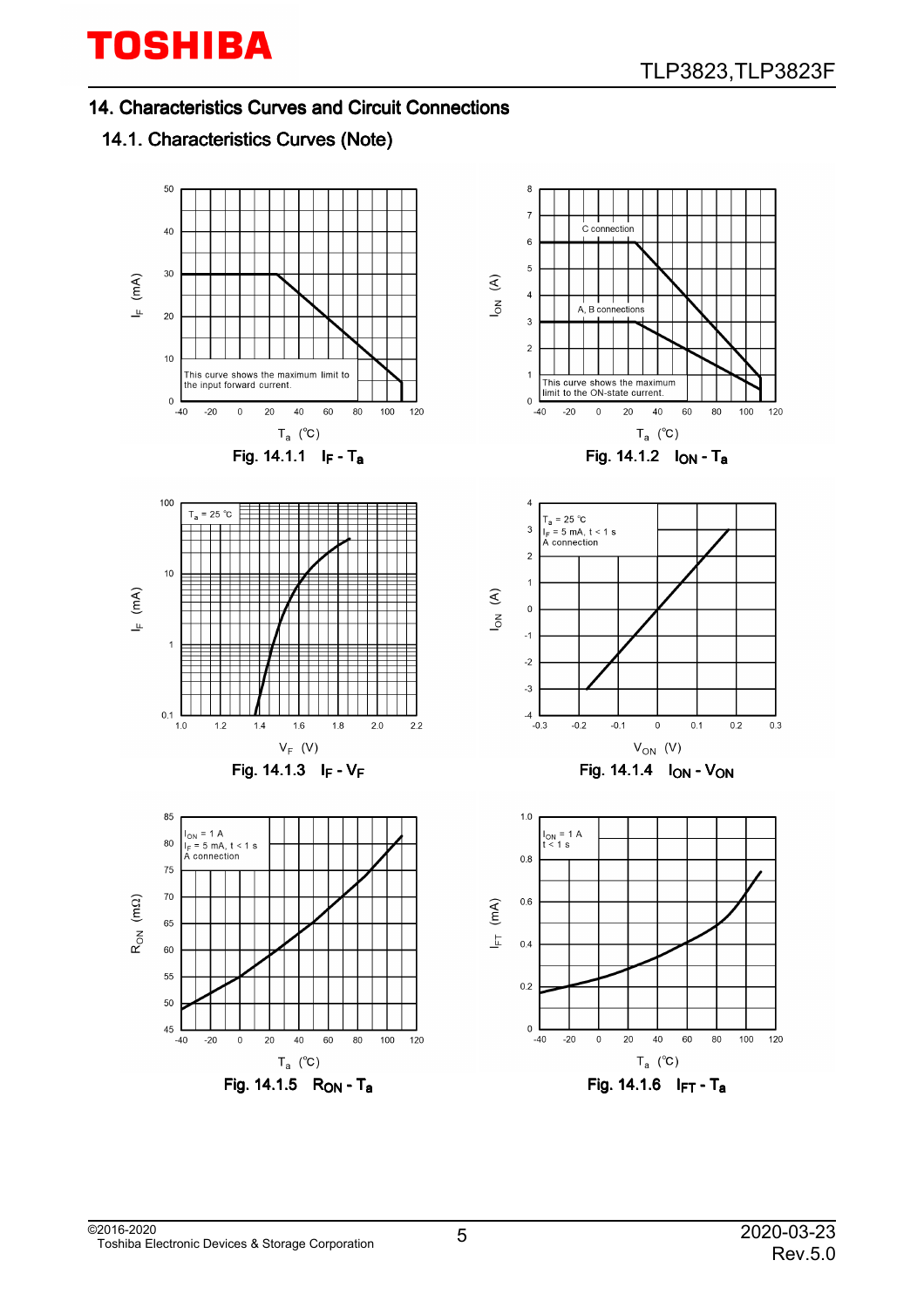## 14. Characteristics Curves and Circuit Connections

### 14.1. Characteristics Curves (Note)

Fig. 14.1.1 $I_F$ - $T_a$

Fig. 14.1.2 $I_{ON}$ - $T_a$

Fig. 14.1.3 $I_F$ - $V_F$

Fig. 14.1.4 $I_{ON}$ - $V_{ON}$

Fig. 14.1.5 $R_{ON}$ - $T_a$

Fig. 14.1.6 $I_{FT}$ - $T_a$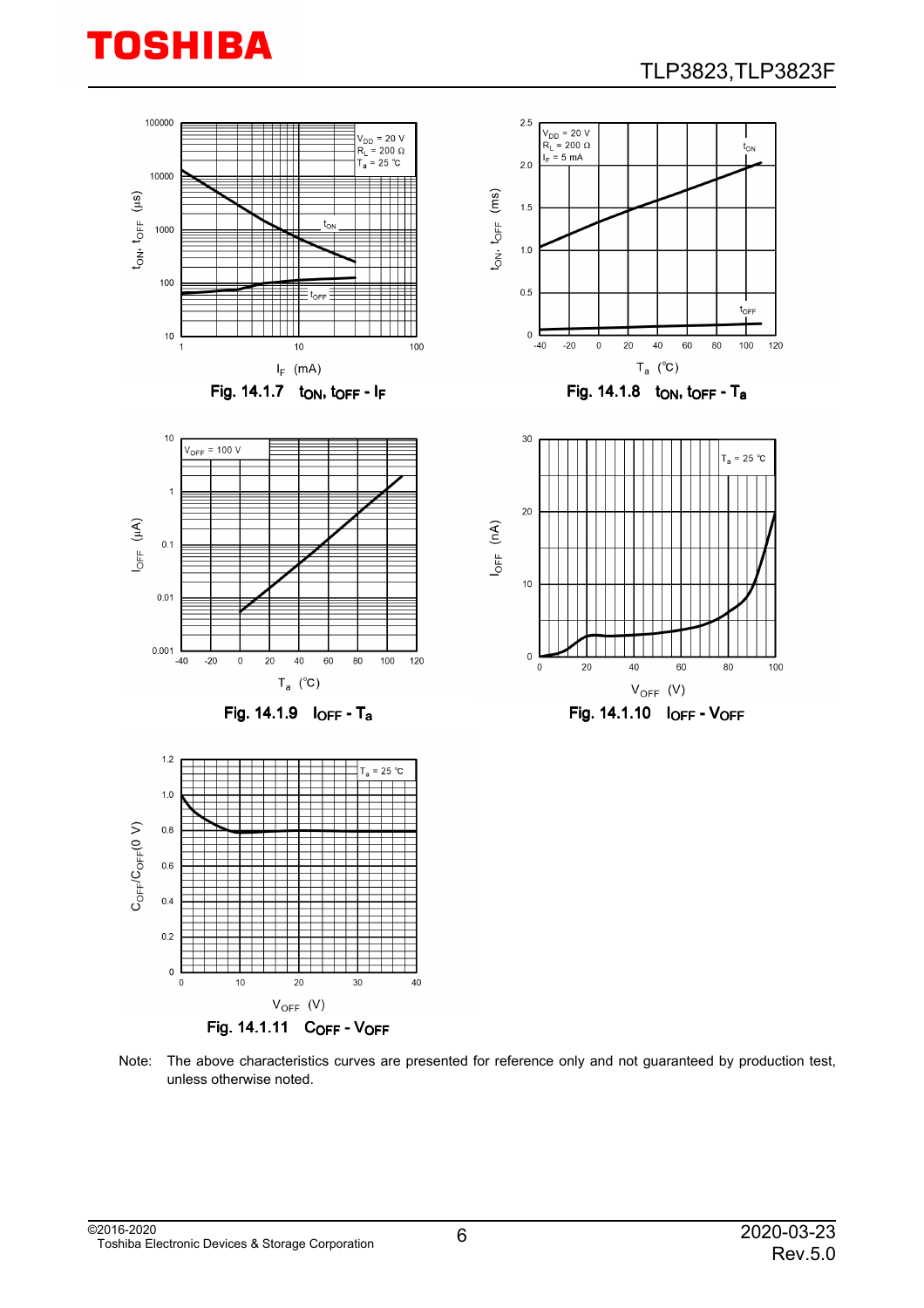Fig. 14.1.7 $t_{ON}$, $t_{OFF}$ - $I_F$

Fig. 14.1.8 $t_{ON}$, $t_{OFF}$ - $T_a$

Fig. 14.1.9 $I_{OFF}$ - $T_a$

Fig. 14.1.10 $I_{OFF}$ - $V_{OFF}$

Fig. 14.1.11 $C_{OFF}$ - $V_{OFF}$

Note: The above characteristics curves are presented for reference only and not guaranteed by production test, unless otherwise noted.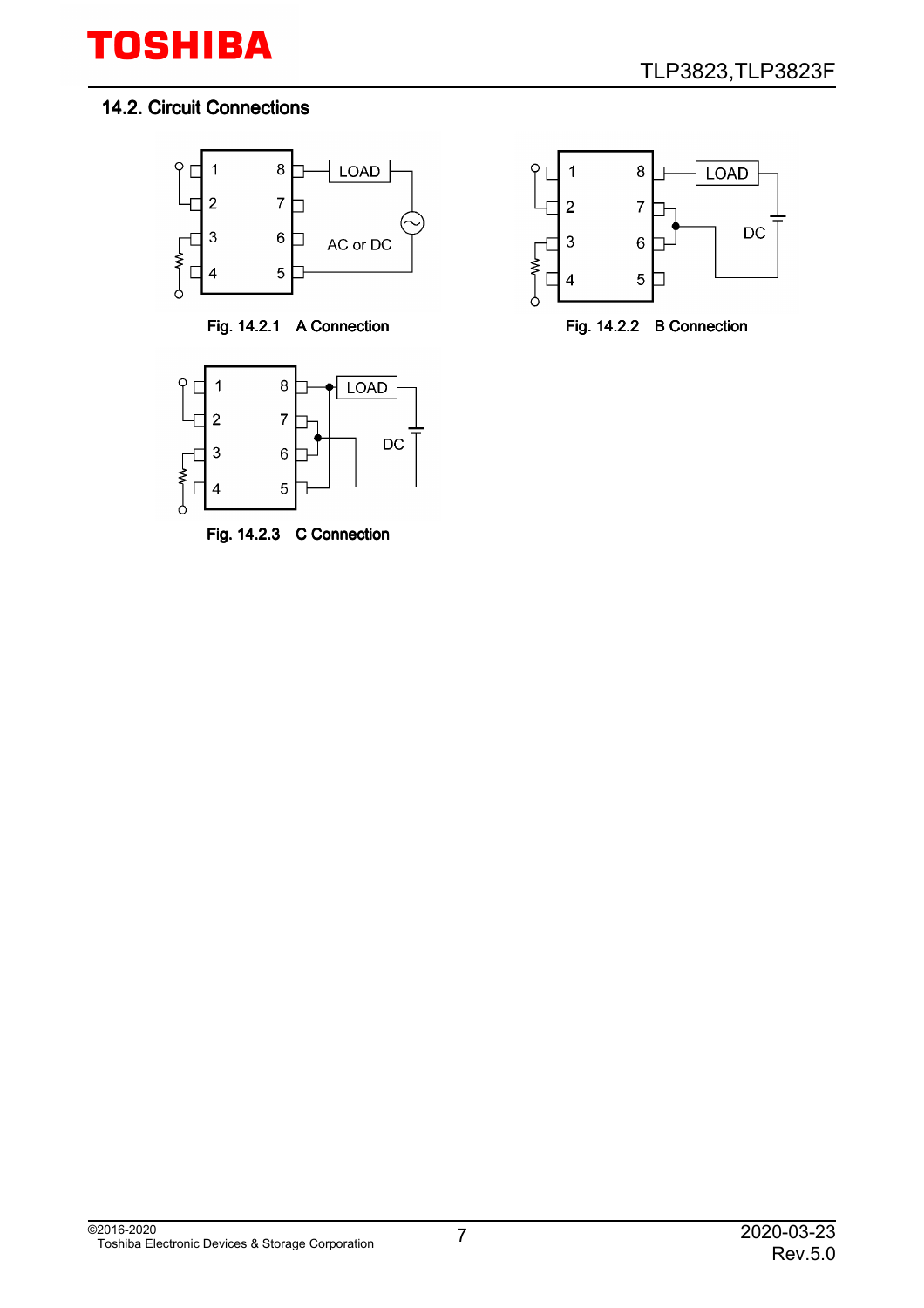## 14.2. Circuit Connections

Fig. 14.2.1 A Connection

Fig. 14.2.2 B Connection

Fig. 14.2.3 C Connection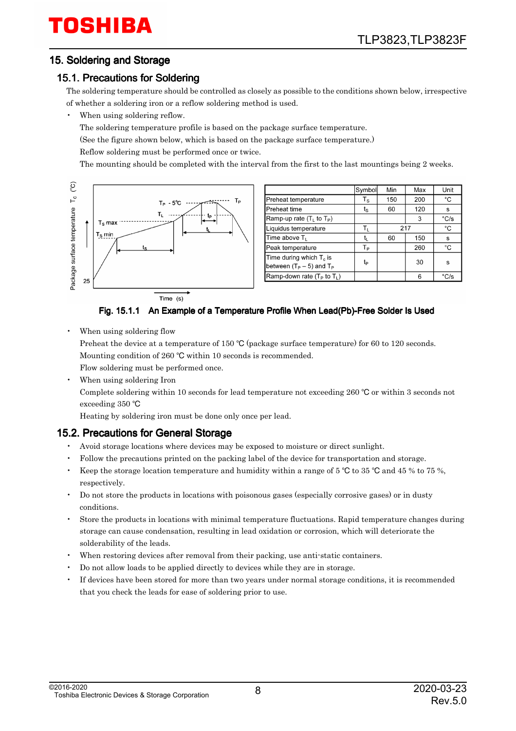## 15. Soldering and Storage

### 15.1. Precautions for Soldering

The soldering temperature should be controlled as closely as possible to the conditions shown below, irrespective of whether a soldering iron or a reflow soldering method is used.

- When using soldering reflow.

  The soldering temperature profile is based on the package surface temperature.

  (See the figure shown below, which is based on the package surface temperature.)

  Reflow soldering must be performed once or twice.

  The mounting should be completed with the interval from the first to the last mountings being 2 weeks.

| | Symbol | Min | Max | Unit |
|---|---|---|---|---|
| Preheat temperature | $T_S$ | 150 | 200 | °C |
| Preheat time | $t_S$ | 60 | 120 | s |
| Ramp-up rate ($T_L$ to $T_P$) | | | 3 | °C/s |
| Liquidus temperature | $T_L$ | 217 | | °C |
| Time above $T_L$ | $t_L$ | 60 | 150 | s |
| Peak temperature | $T_P$ | | 260 | °C |
| Time during which $T_c$ is between ($T_P$ – 5) and $T_P$ | $t_P$ | | 30 | s |
| Ramp-down rate ($T_P$ to $T_L$) | | | 6 | °C/s |

Fig. 15.1.1 An Example of a Temperature Profile When Lead(Pb)-Free Solder Is Used

- When using soldering flow

  Preheat the device at a temperature of 150 °C (package surface temperature) for 60 to 120 seconds.

  Mounting condition of 260 °C within 10 seconds is recommended.

  Flow soldering must be performed once.

- When using soldering Iron

  Complete soldering within 10 seconds for lead temperature not exceeding 260 °C or within 3 seconds not exceeding 350 °C

  Heating by soldering iron must be done only once per lead.

### 15.2. Precautions for General Storage

- Avoid storage locations where devices may be exposed to moisture or direct sunlight.
- Follow the precautions printed on the packing label of the device for transportation and storage.
- Keep the storage location temperature and humidity within a range of 5 °C to 35 °C and 45 % to 75 %, respectively.
- Do not store the products in locations with poisonous gases (especially corrosive gases) or in dusty conditions.
- Store the products in locations with minimal temperature fluctuations. Rapid temperature changes during storage can cause condensation, resulting in lead oxidation or corrosion, which will deteriorate the solderability of the leads.
- When restoring devices after removal from their packing, use anti-static containers.
- Do not allow loads to be applied directly to devices while they are in storage.
- If devices have been stored for more than two years under normal storage conditions, it is recommended that you check the leads for ease of soldering prior to use.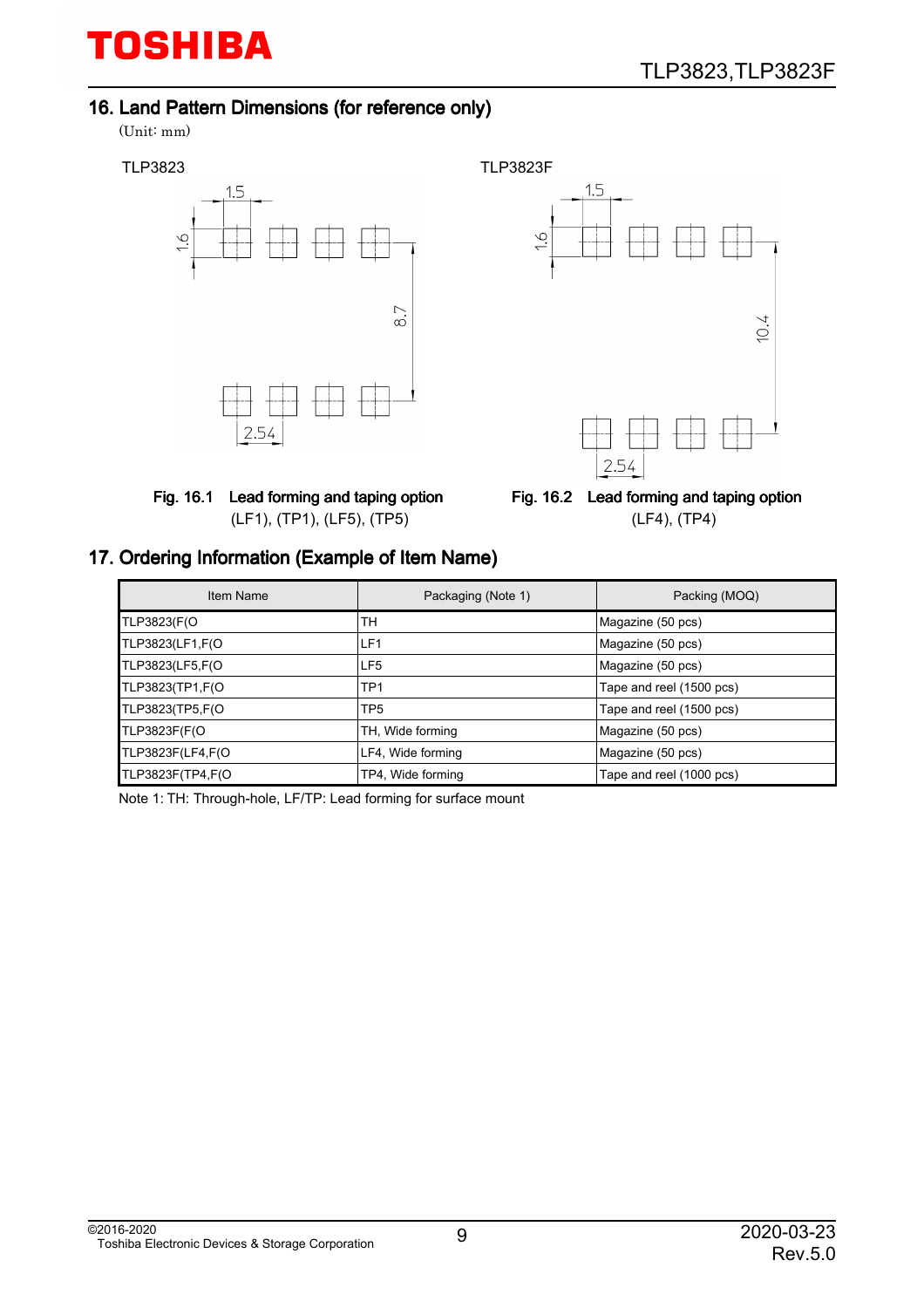## 16. Land Pattern Dimensions (for reference only)

(Unit: mm)

TLP3823

TLP3823F

Fig. 16.1 Lead forming and taping option (LF1), (TP1), (LF5), (TP5)

Fig. 16.2 Lead forming and taping option (LF4), (TP4)

## 17. Ordering Information (Example of Item Name)

| Item Name | Packaging (Note 1) | Packing (MOQ) |
|---|---|---|
| TLP3823(F(O | TH | Magazine (50 pcs) |
| TLP3823(LF1,F(O | LF1 | Magazine (50 pcs) |
| TLP3823(LF5,F(O | LF5 | Magazine (50 pcs) |
| TLP3823(TP1,F(O | TP1 | Tape and reel (1500 pcs) |
| TLP3823(TP5,F(O | TP5 | Tape and reel (1500 pcs) |
| TLP3823F(F(O | TH, Wide forming | Magazine (50 pcs) |
| TLP3823F(LF4,F(O | LF4, Wide forming | Magazine (50 pcs) |
| TLP3823F(TP4,F(O | TP4, Wide forming | Tape and reel (1000 pcs) |

Note 1: TH: Through-hole, LF/TP: Lead forming for surface mount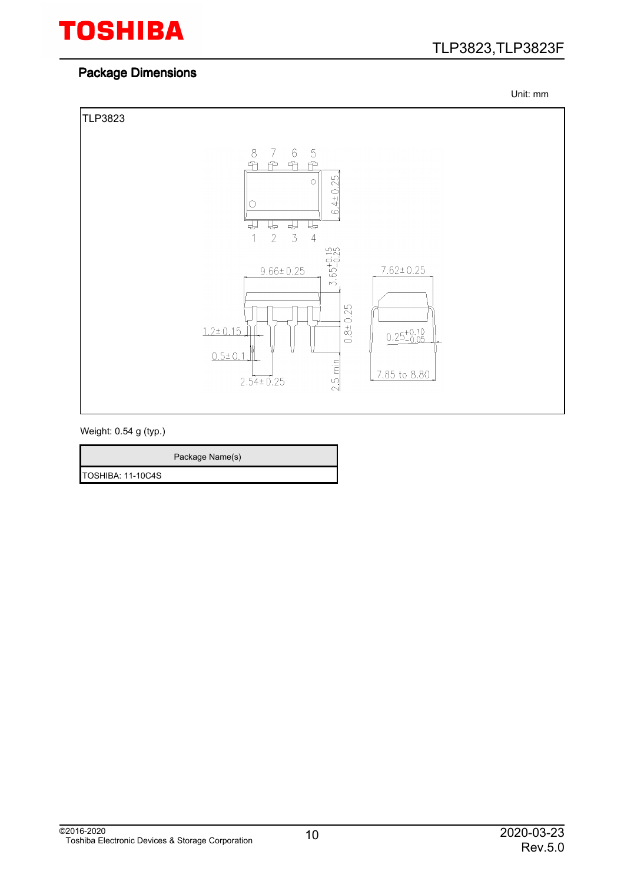## Package Dimensions

Unit: mm

TLP3823

Weight: 0.54 g (typ.)

| Package Name(s) |
| --- |
| TOSHIBA: 11-10C4S |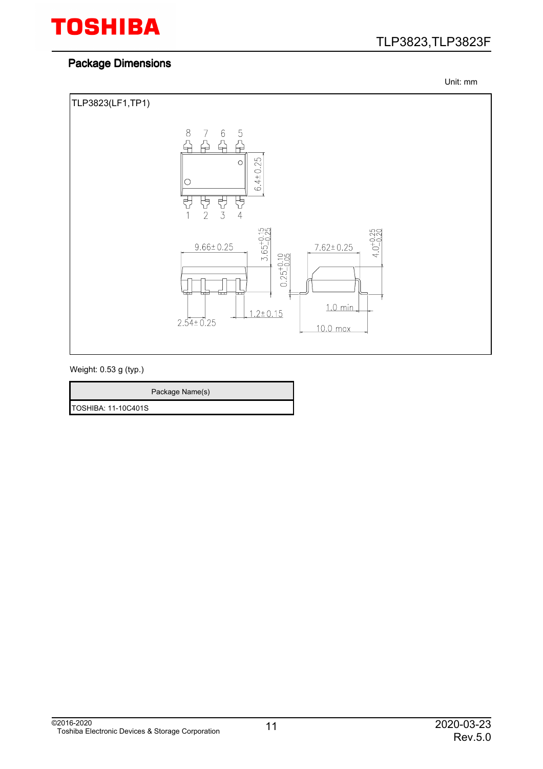## Package Dimensions

Unit: mm

TLP3823(LF1,TP1)

Weight: 0.53 g (typ.)

| Package Name(s) |
| --- |
| TOSHIBA: 11-10C401S |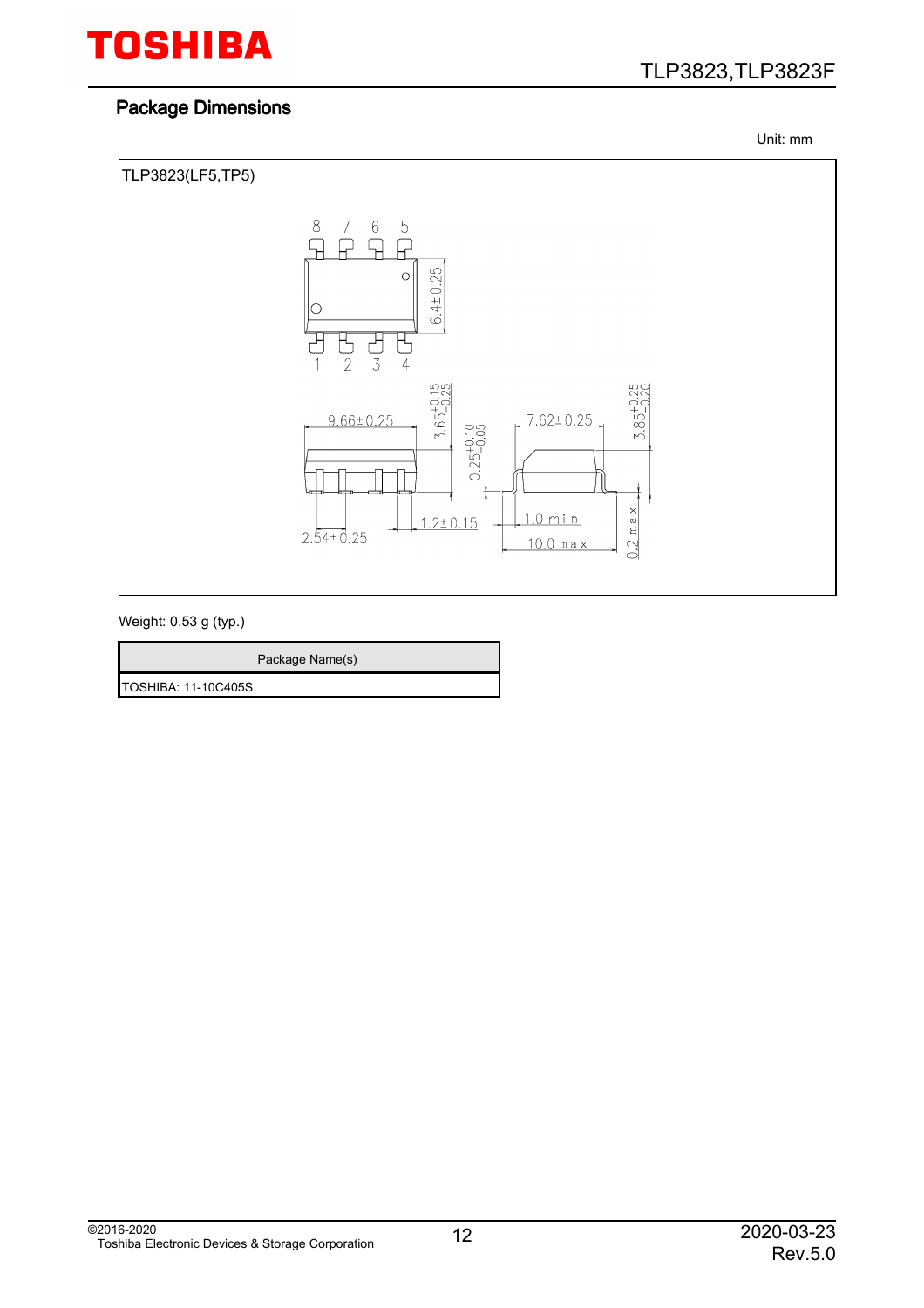## Package Dimensions

Unit: mm

TLP3823(LF5,TP5)

Weight: 0.53 g (typ.)

| Package Name(s) |
| --- |
| TOSHIBA: 11-10C405S |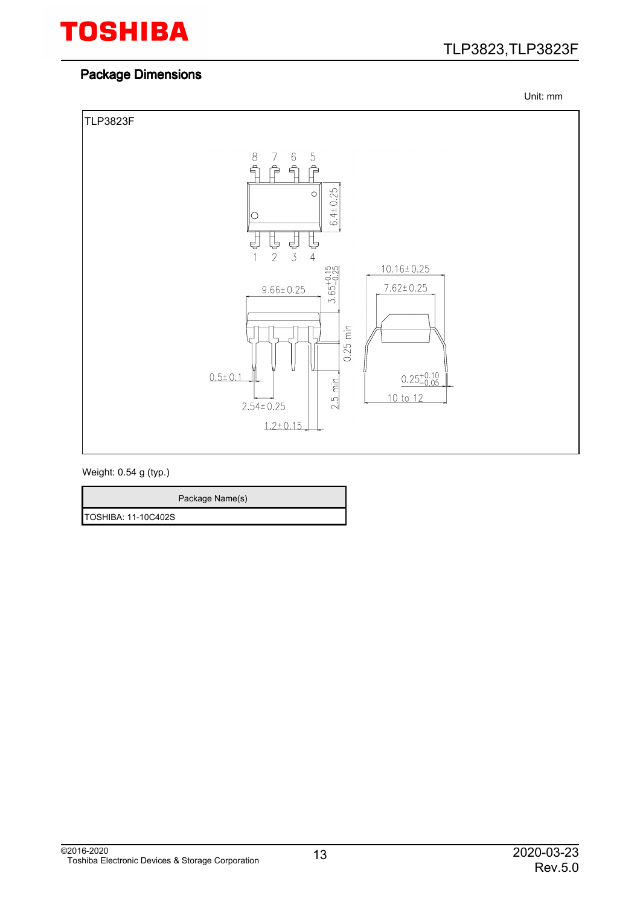## Package Dimensions

Unit: mm

TLP3823F

8 7 6 5

1 2 3 4

6.4 ± 0.25

9.66 ± 0.25

$3.65^{+0.15}_{-0.25}$

0.25 min

10.16 ± 0.25

7.62 ± 0.25

0.5 ± 0.1

2.54 ± 0.25

1.2 ± 0.15

2.5 min

$0.25^{+0.10}_{-0.05}$

10 to 12

Weight: 0.54 g (typ.)

| Package Name(s) |
| --- |
| TOSHIBA: 11-10C402S |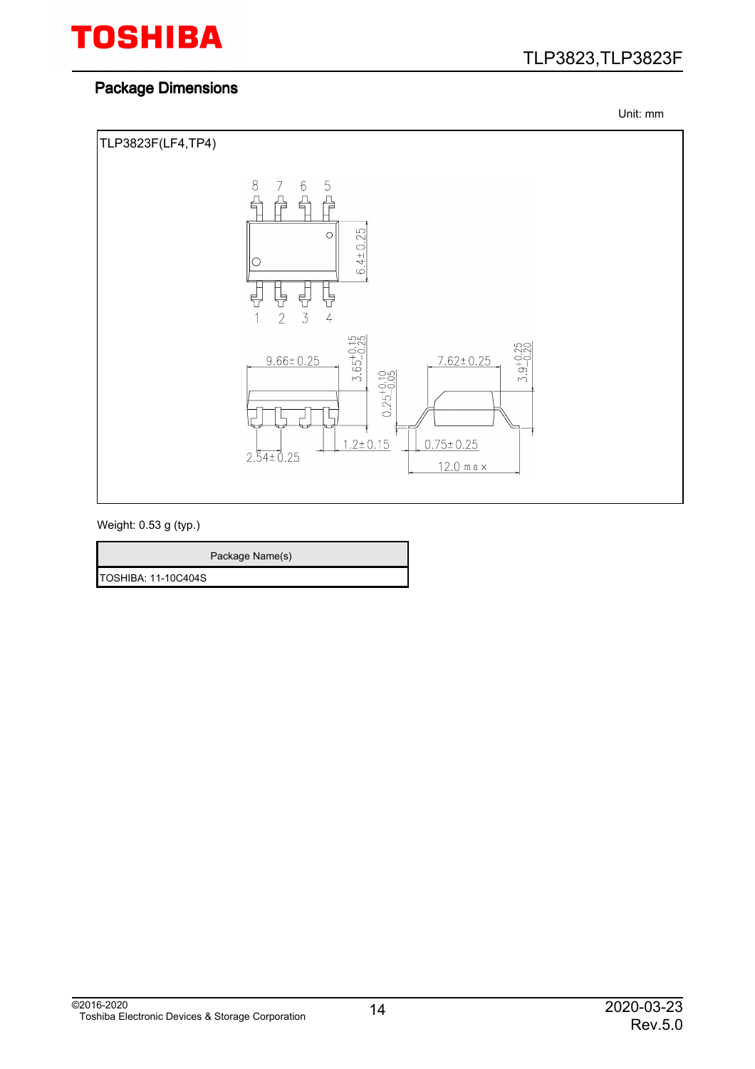## Package Dimensions

Unit: mm

TLP3823F(LF4,TP4)

Weight: 0.53 g (typ.)

| Package Name(s) |
| --- |
| TOSHIBA: 11-10C404S |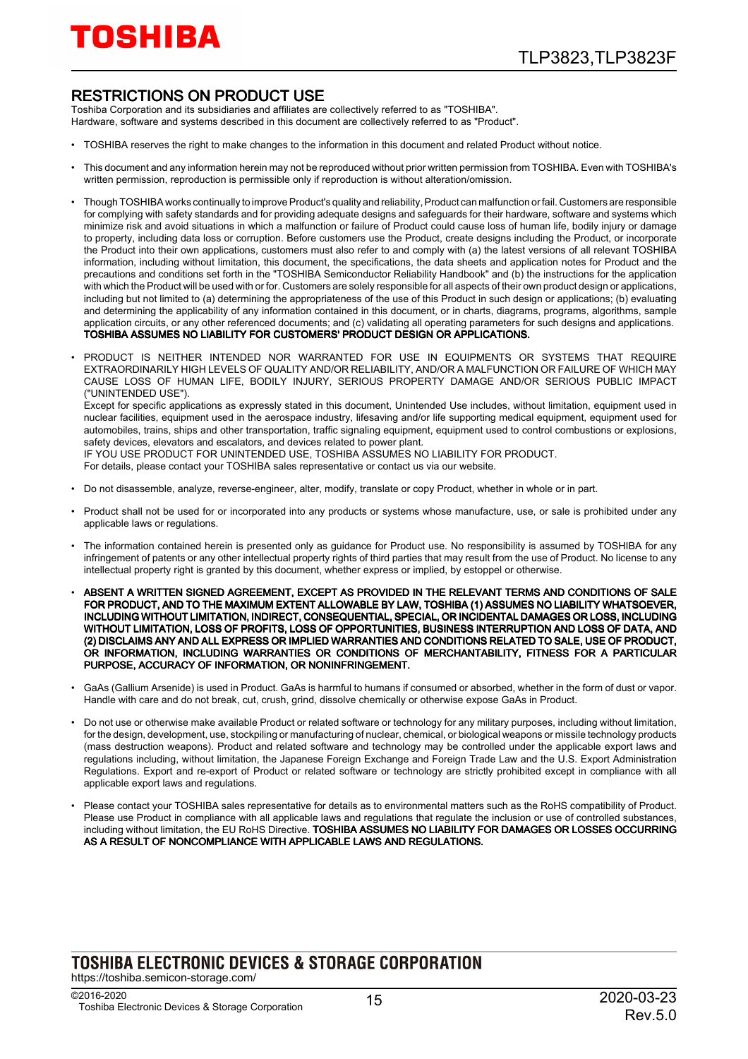## RESTRICTIONS ON PRODUCT USE

Toshiba Corporation and its subsidiaries and affiliates are collectively referred to as "TOSHIBA".
Hardware, software and systems described in this document are collectively referred to as "Product".

- TOSHIBA reserves the right to make changes to the information in this document and related Product without notice.
- This document and any information herein may not be reproduced without prior written permission from TOSHIBA. Even with TOSHIBA's written permission, reproduction is permissible only if reproduction is without alteration/omission.
- Though TOSHIBA works continually to improve Product's quality and reliability, Product can malfunction or fail. Customers are responsible for complying with safety standards and for providing adequate designs and safeguards for their hardware, software and systems which minimize risk and avoid situations in which a malfunction or failure of Product could cause loss of human life, bodily injury or damage to property, including data loss or corruption. Before customers use the Product, create designs including the Product, or incorporate the Product into their own applications, customers must also refer to and comply with (a) the latest versions of all relevant TOSHIBA information, including without limitation, this document, the specifications, the data sheets and application notes for Product and the precautions and conditions set forth in the "TOSHIBA Semiconductor Reliability Handbook" and (b) the instructions for the application with which the Product will be used with or for. Customers are solely responsible for all aspects of their own product design or applications, including but not limited to (a) determining the appropriateness of the use of this Product in such design or applications; (b) evaluating and determining the applicability of any information contained in this document, or in charts, diagrams, programs, algorithms, sample application circuits, or any other referenced documents; and (c) validating all operating parameters for such designs and applications. **TOSHIBA ASSUMES NO LIABILITY FOR CUSTOMERS' PRODUCT DESIGN OR APPLICATIONS.**
- PRODUCT IS NEITHER INTENDED NOR WARRANTED FOR USE IN EQUIPMENTS OR SYSTEMS THAT REQUIRE EXTRAORDINARILY HIGH LEVELS OF QUALITY AND/OR RELIABILITY, AND/OR A MALFUNCTION OR FAILURE OF WHICH MAY CAUSE LOSS OF HUMAN LIFE, BODILY INJURY, SERIOUS PROPERTY DAMAGE AND/OR SERIOUS PUBLIC IMPACT ("UNINTENDED USE").
  Except for specific applications as expressly stated in this document, Unintended Use includes, without limitation, equipment used in nuclear facilities, equipment used in the aerospace industry, lifesaving and/or life supporting medical equipment, equipment used for automobiles, trains, ships and other transportation, traffic signaling equipment, equipment used to control combustions or explosions, safety devices, elevators and escalators, and devices related to power plant.
  IF YOU USE PRODUCT FOR UNINTENDED USE, TOSHIBA ASSUMES NO LIABILITY FOR PRODUCT.
  For details, please contact your TOSHIBA sales representative or contact us via our website.
- Do not disassemble, analyze, reverse-engineer, alter, modify, translate or copy Product, whether in whole or in part.
- Product shall not be used for or incorporated into any products or systems whose manufacture, use, or sale is prohibited under any applicable laws or regulations.
- The information contained herein is presented only as guidance for Product use. No responsibility is assumed by TOSHIBA for any infringement of patents or any other intellectual property rights of third parties that may result from the use of Product. No license to any intellectual property right is granted by this document, whether express or implied, by estoppel or otherwise.
- **ABSENT A WRITTEN SIGNED AGREEMENT, EXCEPT AS PROVIDED IN THE RELEVANT TERMS AND CONDITIONS OF SALE FOR PRODUCT, AND TO THE MAXIMUM EXTENT ALLOWABLE BY LAW, TOSHIBA (1) ASSUMES NO LIABILITY WHATSOEVER, INCLUDING WITHOUT LIMITATION, INDIRECT, CONSEQUENTIAL, SPECIAL, OR INCIDENTAL DAMAGES OR LOSS, INCLUDING WITHOUT LIMITATION, LOSS OF PROFITS, LOSS OF OPPORTUNITIES, BUSINESS INTERRUPTION AND LOSS OF DATA, AND (2) DISCLAIMS ANY AND ALL EXPRESS OR IMPLIED WARRANTIES AND CONDITIONS RELATED TO SALE, USE OF PRODUCT, OR INFORMATION, INCLUDING WARRANTIES OR CONDITIONS OF MERCHANTABILITY, FITNESS FOR A PARTICULAR PURPOSE, ACCURACY OF INFORMATION, OR NONINFRINGEMENT.**
- GaAs (Gallium Arsenide) is used in Product. GaAs is harmful to humans if consumed or absorbed, whether in the form of dust or vapor. Handle with care and do not break, cut, crush, grind, dissolve chemically or otherwise expose GaAs in Product.
- Do not use or otherwise make available Product or related software or technology for any military purposes, including without limitation, for the design, development, use, stockpiling or manufacturing of nuclear, chemical, or biological weapons or missile technology products (mass destruction weapons). Product and related software and technology may be controlled under the applicable export laws and regulations including, without limitation, the Japanese Foreign Exchange and Foreign Trade Law and the U.S. Export Administration Regulations. Export and re-export of Product or related software or technology are strictly prohibited except in compliance with all applicable export laws and regulations.
- Please contact your TOSHIBA sales representative for details as to environmental matters such as the RoHS compatibility of Product. Please use Product in compliance with all applicable laws and regulations that regulate the inclusion or use of controlled substances, including without limitation, the EU RoHS Directive. **TOSHIBA ASSUMES NO LIABILITY FOR DAMAGES OR LOSSES OCCURRING AS A RESULT OF NONCOMPLIANCE WITH APPLICABLE LAWS AND REGULATIONS.**

**TOSHIBA ELECTRONIC DEVICES & STORAGE CORPORATION**

https://toshiba.semicon-storage.com/